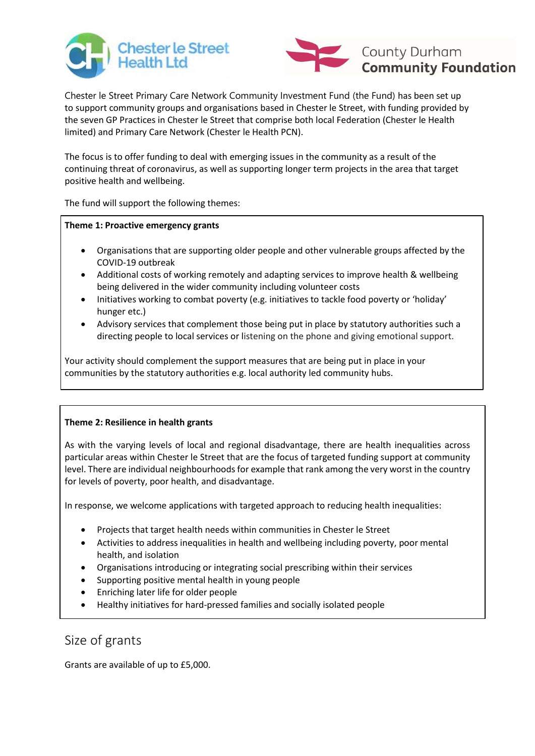Chester le Street Health Ltd

County Durham Community Foundation

Chester le Street Primary Care Network Community Investment Fund (the Fund) has been set up to support community groups and organisations based in Chester le Street, with funding provided by the seven GP Practices in Chester le Street that comprise both local Federation (Chester le Health limited) and Primary Care Network (Chester le Health PCN).

The focus is to offer funding to deal with emerging issues in the community as a result of the continuing threat of coronavirus, as well as supporting longer term projects in the area that target positive health and wellbeing.

The fund will support the following themes:

**Theme 1: Proactive emergency grants**

- Organisations that are supporting older people and other vulnerable groups affected by the COVID-19 outbreak
- Additional costs of working remotely and adapting services to improve health & wellbeing being delivered in the wider community including volunteer costs
- Initiatives working to combat poverty (e.g. initiatives to tackle food poverty or 'holiday' hunger etc.)
- Advisory services that complement those being put in place by statutory authorities such a directing people to local services or listening on the phone and giving emotional support.

Your activity should complement the support measures that are being put in place in your communities by the statutory authorities e.g. local authority led community hubs.

**Theme 2: Resilience in health grants**

As with the varying levels of local and regional disadvantage, there are health inequalities across particular areas within Chester le Street that are the focus of targeted funding support at community level. There are individual neighbourhoods for example that rank among the very worst in the country for levels of poverty, poor health, and disadvantage.

In response, we welcome applications with targeted approach to reducing health inequalities:

- Projects that target health needs within communities in Chester le Street
- Activities to address inequalities in health and wellbeing including poverty, poor mental health, and isolation
- Organisations introducing or integrating social prescribing within their services
- Supporting positive mental health in young people
- Enriching later life for older people
- Healthy initiatives for hard-pressed families and socially isolated people

## Size of grants

Grants are available of up to £5,000.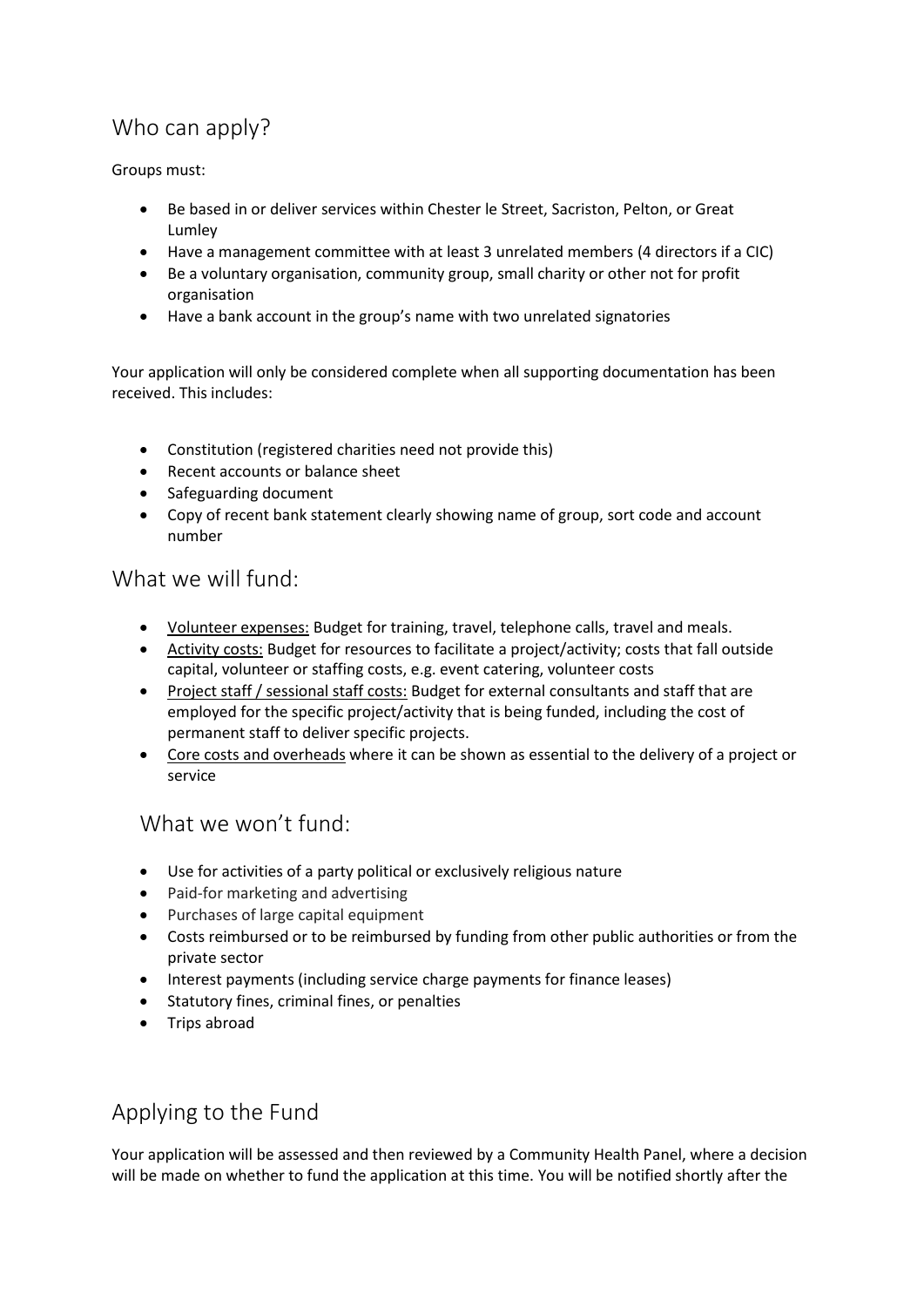## Who can apply?

Groups must:

- Be based in or deliver services within Chester le Street, Sacriston, Pelton, or Great Lumley
- Have a management committee with at least 3 unrelated members (4 directors if a CIC)
- Be a voluntary organisation, community group, small charity or other not for profit organisation
- Have a bank account in the group's name with two unrelated signatories

Your application will only be considered complete when all supporting documentation has been received. This includes:

- Constitution (registered charities need not provide this)
- Recent accounts or balance sheet
- Safeguarding document
- Copy of recent bank statement clearly showing name of group, sort code and account number

## What we will fund:

- Volunteer expenses: Budget for training, travel, telephone calls, travel and meals.
- Activity costs: Budget for resources to facilitate a project/activity; costs that fall outside capital, volunteer or staffing costs, e.g. event catering, volunteer costs
- Project staff / sessional staff costs: Budget for external consultants and staff that are employed for the specific project/activity that is being funded, including the cost of permanent staff to deliver specific projects.
- Core costs and overheads where it can be shown as essential to the delivery of a project or service

## What we won't fund:

- Use for activities of a party political or exclusively religious nature
- Paid-for marketing and advertising
- Purchases of large capital equipment
- Costs reimbursed or to be reimbursed by funding from other public authorities or from the private sector
- Interest payments (including service charge payments for finance leases)
- Statutory fines, criminal fines, or penalties
- Trips abroad

## Applying to the Fund

Your application will be assessed and then reviewed by a Community Health Panel, where a decision will be made on whether to fund the application at this time. You will be notified shortly after the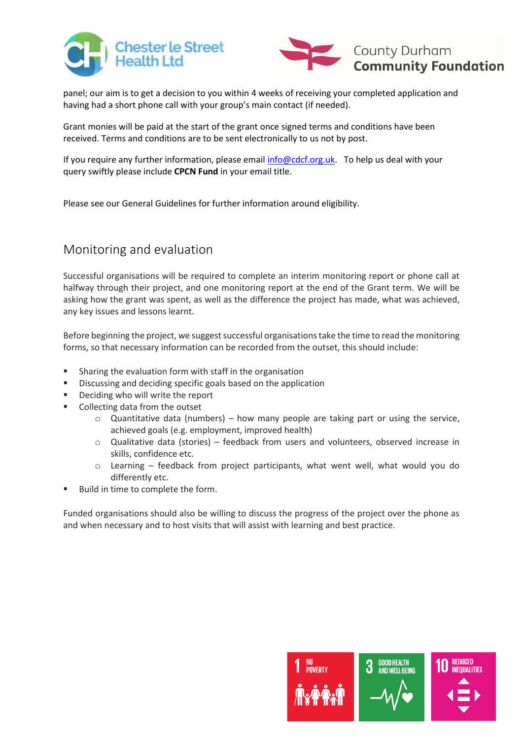panel; our aim is to get a decision to you within 4 weeks of receiving your completed application and having had a short phone call with your group's main contact (if needed).

Grant monies will be paid at the start of the grant once signed terms and conditions have been received. Terms and conditions are to be sent electronically to us not by post.

If you require any further information, please email info@cdcf.org.uk. To help us deal with your query swiftly please include **CPCN Fund** in your email title.

Please see our General Guidelines for further information around eligibility.

## Monitoring and evaluation

Successful organisations will be required to complete an interim monitoring report or phone call at halfway through their project, and one monitoring report at the end of the Grant term. We will be asking how the grant was spent, as well as the difference the project has made, what was achieved, any key issues and lessons learnt.

Before beginning the project, we suggest successful organisations take the time to read the monitoring forms, so that necessary information can be recorded from the outset, this should include:

- Sharing the evaluation form with staff in the organisation
- Discussing and deciding specific goals based on the application
- Deciding who will write the report
- Collecting data from the outset
    - Quantitative data (numbers) – how many people are taking part or using the service, achieved goals (e.g. employment, improved health)
    - Qualitative data (stories) – feedback from users and volunteers, observed increase in skills, confidence etc.
    - Learning – feedback from project participants, what went well, what would you do differently etc.
- Build in time to complete the form.

Funded organisations should also be willing to discuss the progress of the project over the phone as and when necessary and to host visits that will assist with learning and best practice.